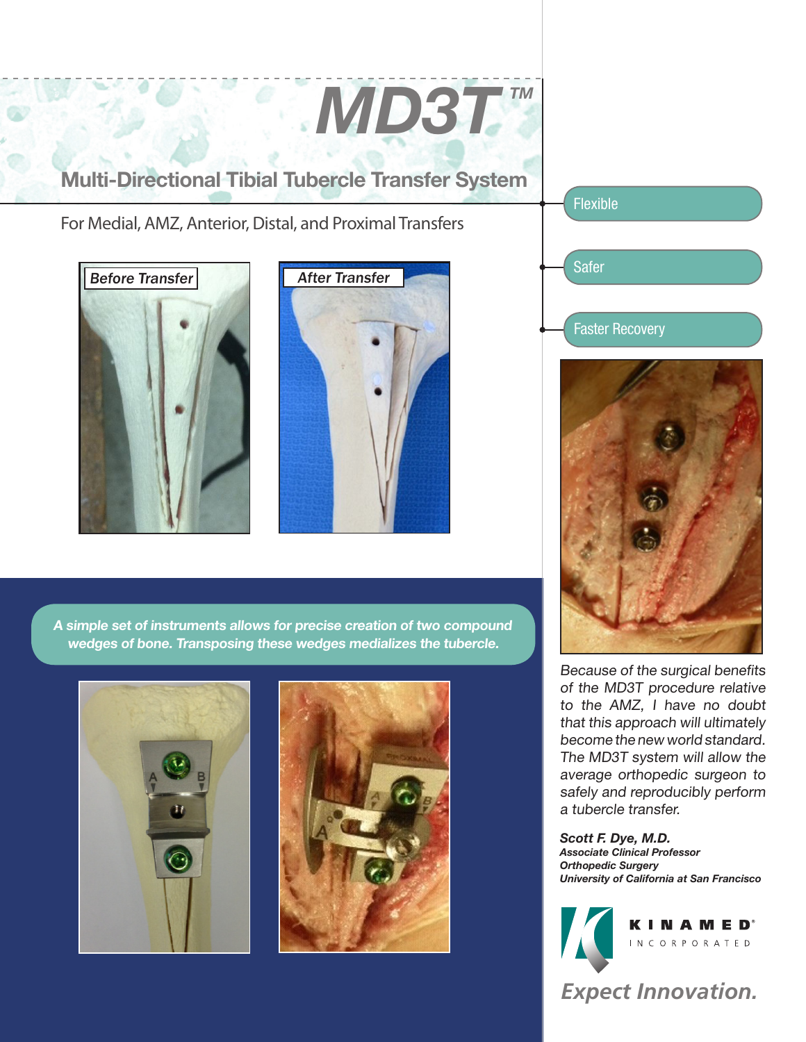# MD3T™

## Multi-Directional Tibial Tubercle Transfer System

For Medial, AMZ, Anterior, Distal, and Proximal Transfers

- Flexible
- Safer
- Faster Recovery

Before Transfer

After Transfer

***A simple set of instruments allows for precise creation of two compound wedges of bone. Transposing these wedges medializes the tubercle.***

*Because of the surgical benefits of the MD3T procedure relative to the AMZ, I have no doubt that this approach will ultimately become the new world standard. The MD3T system will allow the average orthopedic surgeon to safely and reproducibly perform a tubercle transfer.*

***Scott F. Dye, M.D.***
***Associate Clinical Professor***
***Orthopedic Surgery***
***University of California at San Francisco***

KINAMED® INCORPORATED

*Expect Innovation.*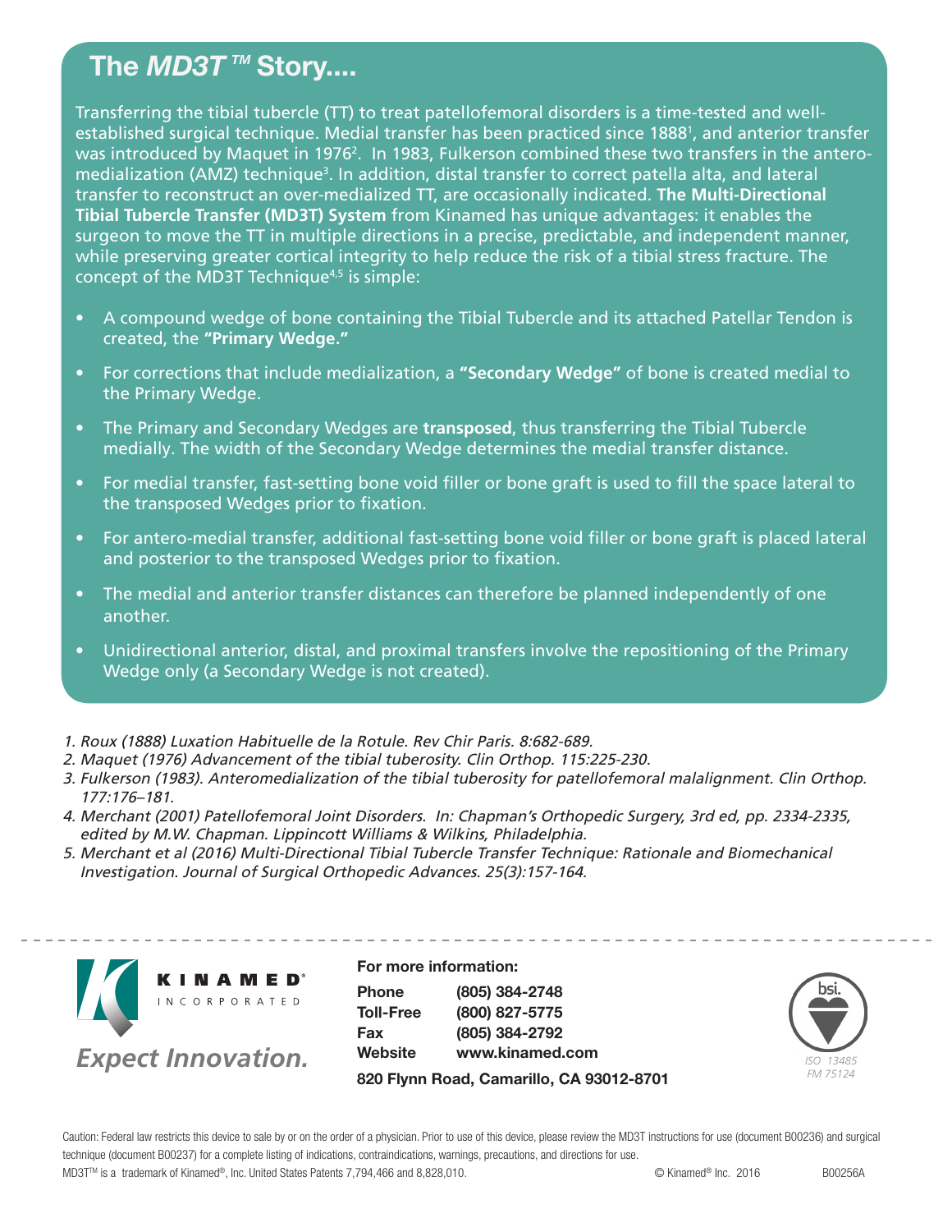## The *MD3T™* Story....

Transferring the tibial tubercle (TT) to treat patellofemoral disorders is a time-tested and well-established surgical technique. Medial transfer has been practiced since 1888[1], and anterior transfer was introduced by Maquet in 1976[2]. In 1983, Fulkerson combined these two transfers in the antero-medialization (AMZ) technique[3]. In addition, distal transfer to correct patella alta, and lateral transfer to reconstruct an over-medialized TT, are occasionally indicated. **The Multi-Directional Tibial Tubercle Transfer (MD3T) System** from Kinamed has unique advantages: it enables the surgeon to move the TT in multiple directions in a precise, predictable, and independent manner, while preserving greater cortical integrity to help reduce the risk of a tibial stress fracture. The concept of the MD3T Technique[4,5] is simple:

- A compound wedge of bone containing the Tibial Tubercle and its attached Patellar Tendon is created, the **"Primary Wedge."**
- For corrections that include medialization, a **"Secondary Wedge"** of bone is created medial to the Primary Wedge.
- The Primary and Secondary Wedges are **transposed**, thus transferring the Tibial Tubercle medially. The width of the Secondary Wedge determines the medial transfer distance.
- For medial transfer, fast-setting bone void filler or bone graft is used to fill the space lateral to the transposed Wedges prior to fixation.
- For antero-medial transfer, additional fast-setting bone void filler or bone graft is placed lateral and posterior to the transposed Wedges prior to fixation.
- The medial and anterior transfer distances can therefore be planned independently of one another.
- Unidirectional anterior, distal, and proximal transfers involve the repositioning of the Primary Wedge only (a Secondary Wedge is not created).

1. *Roux (1888) Luxation Habituelle de la Rotule. Rev Chir Paris. 8:682-689.*
2. *Maquet (1976) Advancement of the tibial tuberosity. Clin Orthop. 115:225-230.*
3. *Fulkerson (1983). Anteromedialization of the tibial tuberosity for patellofemoral malalignment. Clin Orthop. 177:176–181.*
4. *Merchant (2001) Patellofemoral Joint Disorders. In: Chapman's Orthopedic Surgery, 3rd ed, pp. 2334-2335, edited by M.W. Chapman. Lippincott Williams & Wilkins, Philadelphia.*
5. *Merchant et al (2016) Multi-Directional Tibial Tubercle Transfer Technique: Rationale and Biomechanical Investigation. Journal of Surgical Orthopedic Advances. 25(3):157-164.*

KINAMED® INCORPORATED

*Expect Innovation.*

**For more information:**

| | |
|---|---|
| **Phone** | **(805) 384-2748** |
| **Toll-Free** | **(800) 827-5775** |
| **Fax** | **(805) 384-2792** |
| **Website** | **www.kinamed.com** |

**820 Flynn Road, Camarillo, CA 93012-8701**

bsi. *ISO 13485 FM 75124*

Caution: Federal law restricts this device to sale by or on the order of a physician. Prior to use of this device, please review the MD3T instructions for use (document B00236) and surgical technique (document B00237) for a complete listing of indications, contraindications, warnings, precautions, and directions for use.

MD3T™ is a trademark of Kinamed®, Inc. United States Patents 7,794,466 and 8,828,010. © Kinamed® Inc. 2016 B00256A